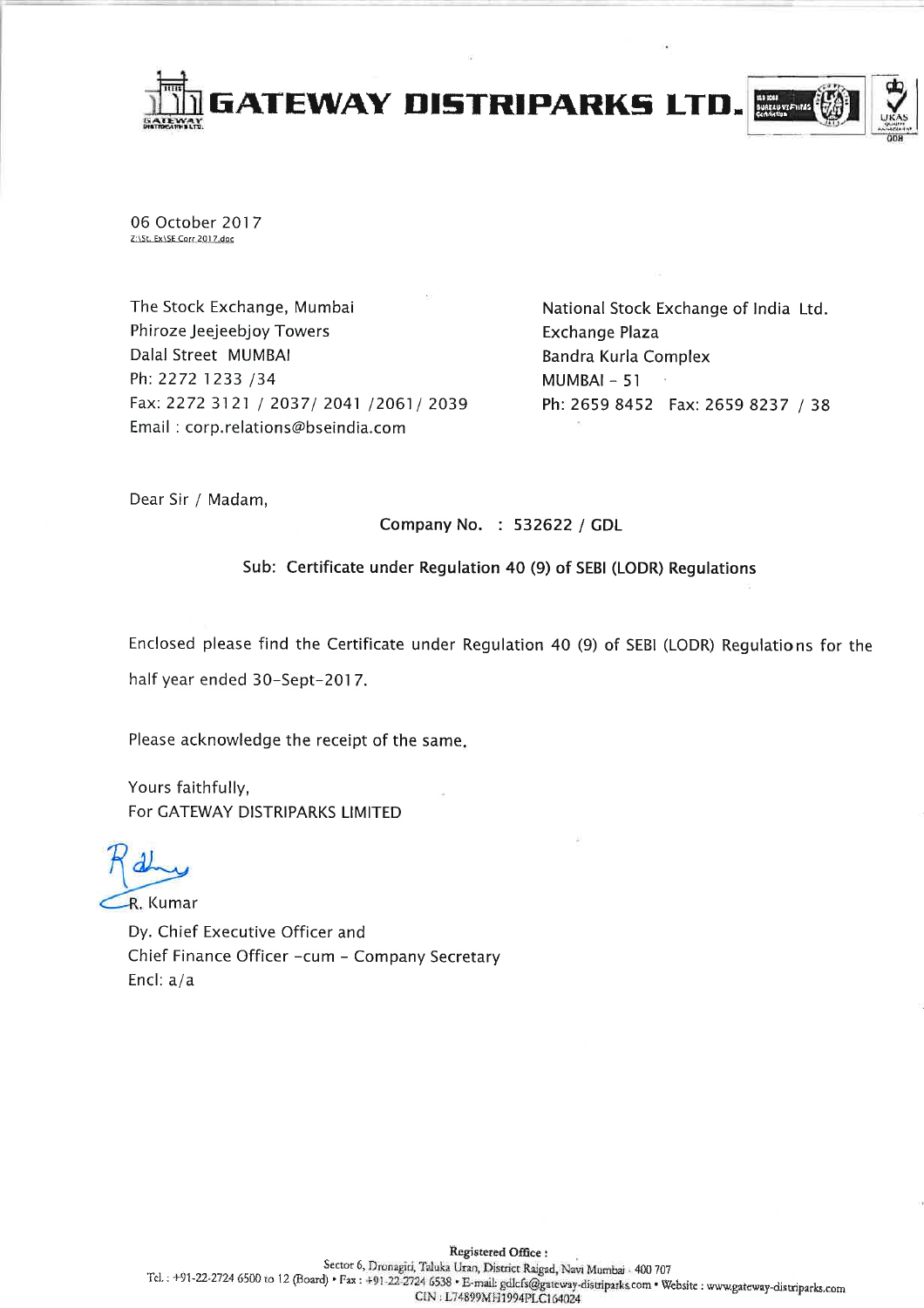# GATEWAY DISTRIPARKS LTD.

06 October 2017
Z:\St. Ex\SE Corr 2017.doc

The Stock Exchange, Mumbai
Phiroze Jeejeebjoy Towers
Dalal Street MUMBAI
Ph: 2272 1233 /34
Fax: 2272 3121 / 2037/ 2041 /2061/ 2039
Email : corp.relations@bseindia.com

National Stock Exchange of India Ltd.
Exchange Plaza
Bandra Kurla Complex
MUMBAI – 51
Ph: 2659 8452 Fax: 2659 8237 / 38

Dear Sir / Madam,

Company No. : 532622 / GDL

**Sub: Certificate under Regulation 40 (9) of SEBI (LODR) Regulations**

Enclosed please find the Certificate under Regulation 40 (9) of SEBI (LODR) Regulations for the half year ended 30-Sept-2017.

Please acknowledge the receipt of the same.

Yours faithfully,
For GATEWAY DISTRIPARKS LIMITED

R. Kumar
Dy. Chief Executive Officer and
Chief Finance Officer -cum - Company Secretary
Encl: a/a

Registered Office :
Sector 6, Dronagiri, Taluka Uran, District Raigad, Navi Mumbai - 400 707
Tel. : +91-22-2724 6500 to 12 (Board) • Fax : +91-22-2724 6538 • E-mail: gdlcfs@gateway-distriparks.com • Website : www.gateway-distriparks.com
CIN : L74899MH1994PLC164024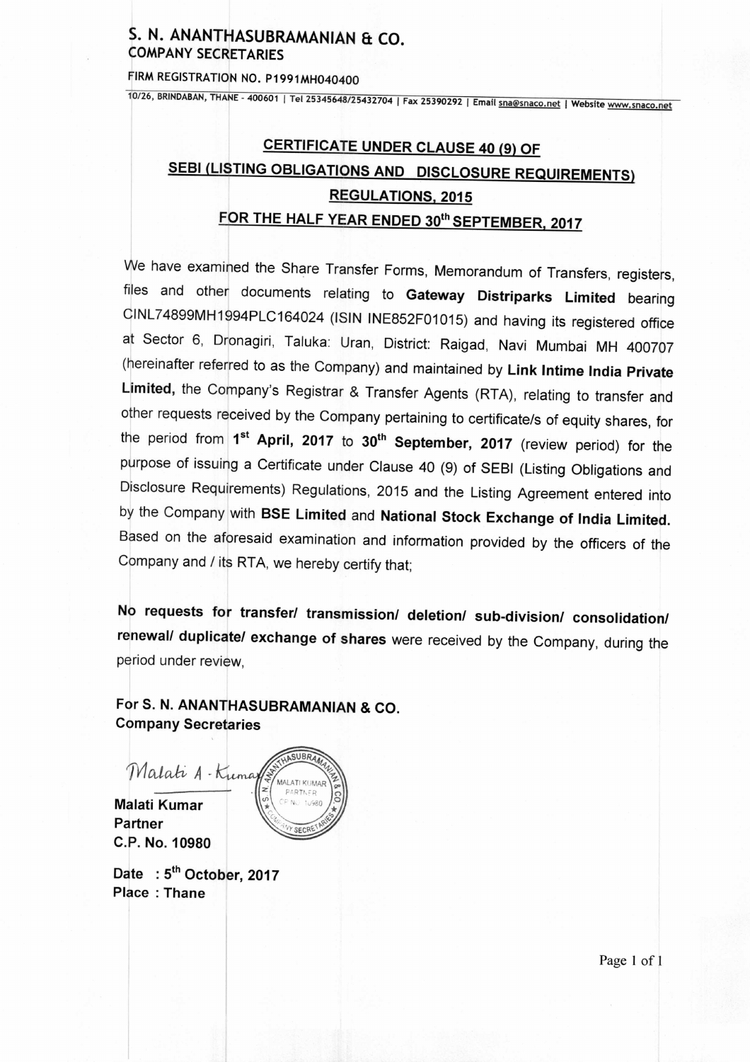# S. N. ANANTHASUBRAMANIAN & CO.
COMPANY SECRETARIES

FIRM REGISTRATION NO. P1991MH040400

10/26, BRINDABAN, THANE - 400601 | Tel 25345648/25432704 | Fax 25390292 | Email sna@snaco.net | Website www.snaco.net

## CERTIFICATE UNDER CLAUSE 40 (9) OF SEBI (LISTING OBLIGATIONS AND DISCLOSURE REQUIREMENTS) REGULATIONS, 2015 FOR THE HALF YEAR ENDED 30th SEPTEMBER, 2017

We have examined the Share Transfer Forms, Memorandum of Transfers, registers, files and other documents relating to **Gateway Distriparks Limited** bearing CINL74899MH1994PLC164024 (ISIN INE852F01015) and having its registered office at Sector 6, Dronagiri, Taluka: Uran, District: Raigad, Navi Mumbai MH 400707 (hereinafter referred to as the Company) and maintained by **Link Intime India Private Limited,** the Company's Registrar & Transfer Agents (RTA), relating to transfer and other requests received by the Company pertaining to certificate/s of equity shares, for the period from **1st April, 2017** to **30th September, 2017** (review period) for the purpose of issuing a Certificate under Clause 40 (9) of SEBI (Listing Obligations and Disclosure Requirements) Regulations, 2015 and the Listing Agreement entered into by the Company with **BSE Limited** and **National Stock Exchange of India Limited.** Based on the aforesaid examination and information provided by the officers of the Company and / its RTA, we hereby certify that;

**No requests for transfer/ transmission/ deletion/ sub-division/ consolidation/ renewal/ duplicate/ exchange of shares** were received by the Company, during the period under review,

**For S. N. ANANTHASUBRAMANIAN & CO.**
**Company Secretaries**

Malati A - Kumar

**Malati Kumar**
**Partner**
**C.P. No. 10980**

**Date : 5th October, 2017**
**Place : Thane**